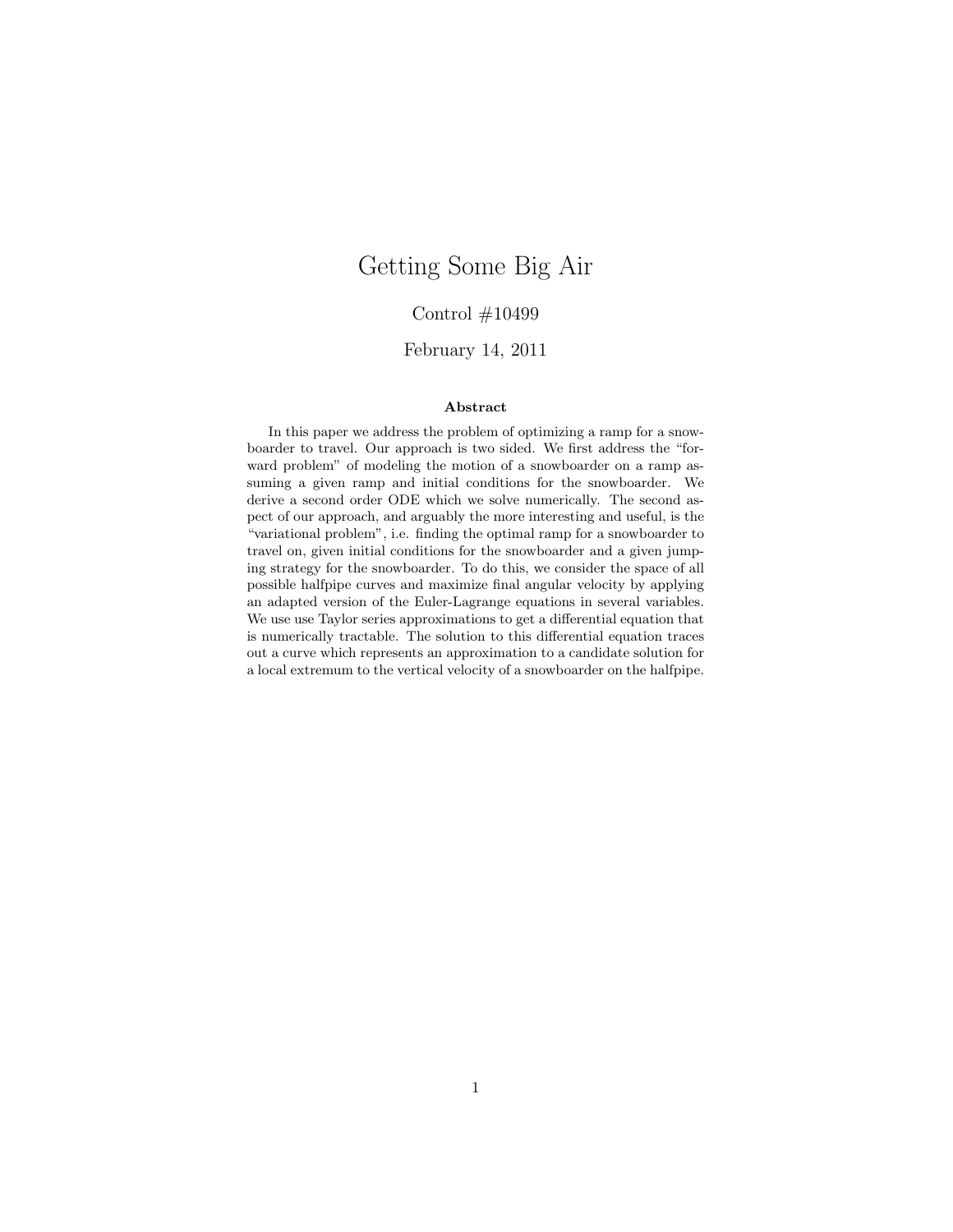# Getting Some Big Air

Control #10499

February 14, 2011

**Abstract**

In this paper we address the problem of optimizing a ramp for a snowboarder to travel. Our approach is two sided. We first address the "forward problem" of modeling the motion of a snowboarder on a ramp assuming a given ramp and initial conditions for the snowboarder. We derive a second order ODE which we solve numerically. The second aspect of our approach, and arguably the more interesting and useful, is the "variational problem", i.e. finding the optimal ramp for a snowboarder to travel on, given initial conditions for the snowboarder and a given jumping strategy for the snowboarder. To do this, we consider the space of all possible halfpipe curves and maximize final angular velocity by applying an adapted version of the Euler-Lagrange equations in several variables. We use use Taylor series approximations to get a differential equation that is numerically tractable. The solution to this differential equation traces out a curve which represents an approximation to a candidate solution for a local extremum to the vertical velocity of a snowboarder on the halfpipe.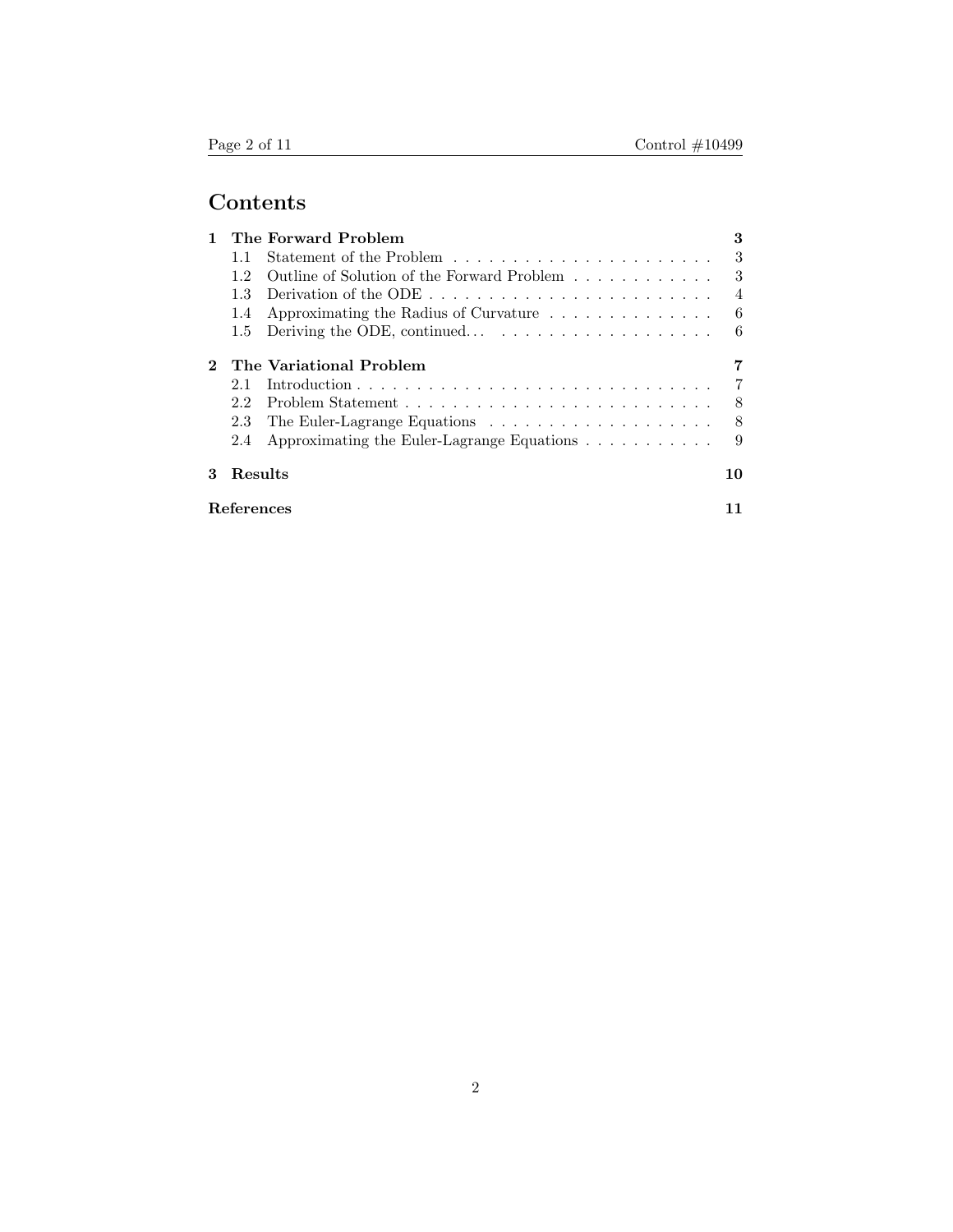# Contents

**1 The Forward Problem** **3**

- 1.1 Statement of the Problem . . . . . . . . . . . . . . . . . . . . . . 3
- 1.2 Outline of Solution of the Forward Problem . . . . . . . . . . . . 3
- 1.3 Derivation of the ODE . . . . . . . . . . . . . . . . . . . . . . . . 4
- 1.4 Approximating the Radius of Curvature . . . . . . . . . . . . . . 6
- 1.5 Deriving the ODE, continued. . . . . . . . . . . . . . . . . . . . . 6

**2 The Variational Problem** **7**

- 2.1 Introduction . . . . . . . . . . . . . . . . . . . . . . . . . . . . . . 7
- 2.2 Problem Statement . . . . . . . . . . . . . . . . . . . . . . . . . . 8
- 2.3 The Euler-Lagrange Equations . . . . . . . . . . . . . . . . . . . 8
- 2.4 Approximating the Euler-Lagrange Equations . . . . . . . . . . . 9

**3 Results** **10**

**References** **11**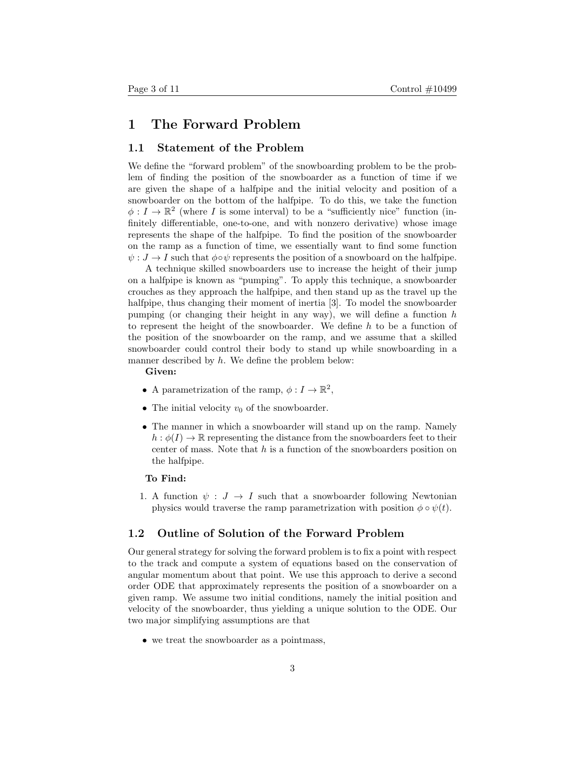# 1 The Forward Problem

## 1.1 Statement of the Problem

We define the "forward problem" of the snowboarding problem to be the problem of finding the position of the snowboarder as a function of time if we are given the shape of a halfpipe and the initial velocity and position of a snowboarder on the bottom of the halfpipe. To do this, we take the function $\phi : I \to \mathbb{R}^2$ (where $I$ is some interval) to be a "sufficiently nice" function (infinitely differentiable, one-to-one, and with nonzero derivative) whose image represents the shape of the halfpipe. To find the position of the snowboarder on the ramp as a function of time, we essentially want to find some function $\psi : J \to I$ such that $\phi \circ \psi$ represents the position of a snowboard on the halfpipe.

A technique skilled snowboarders use to increase the height of their jump on a halfpipe is known as "pumping". To apply this technique, a snowboarder crouches as they approach the halfpipe, and then stand up as the travel up the halfpipe, thus changing their moment of inertia [3]. To model the snowboarder pumping (or changing their height in any way), we will define a function $h$ to represent the height of the snowboarder. We define $h$ to be a function of the position of the snowboarder on the ramp, and we assume that a skilled snowboarder could control their body to stand up while snowboarding in a manner described by $h$. We define the problem below:

**Given:**

- A parametrization of the ramp, $\phi : I \to \mathbb{R}^2$,
- The initial velocity $v_0$ of the snowboarder.
- The manner in which a snowboarder will stand up on the ramp. Namely $h : \phi(I) \to \mathbb{R}$ representing the distance from the snowboarders feet to their center of mass. Note that $h$ is a function of the snowboarders position on the halfpipe.

**To Find:**

1. A function $\psi : J \to I$ such that a snowboarder following Newtonian physics would traverse the ramp parametrization with position $\phi \circ \psi(t)$.

## 1.2 Outline of Solution of the Forward Problem

Our general strategy for solving the forward problem is to fix a point with respect to the track and compute a system of equations based on the conservation of angular momentum about that point. We use this approach to derive a second order ODE that approximately represents the position of a snowboarder on a given ramp. We assume two initial conditions, namely the initial position and velocity of the snowboarder, thus yielding a unique solution to the ODE. Our two major simplifying assumptions are that

- we treat the snowboarder as a pointmass,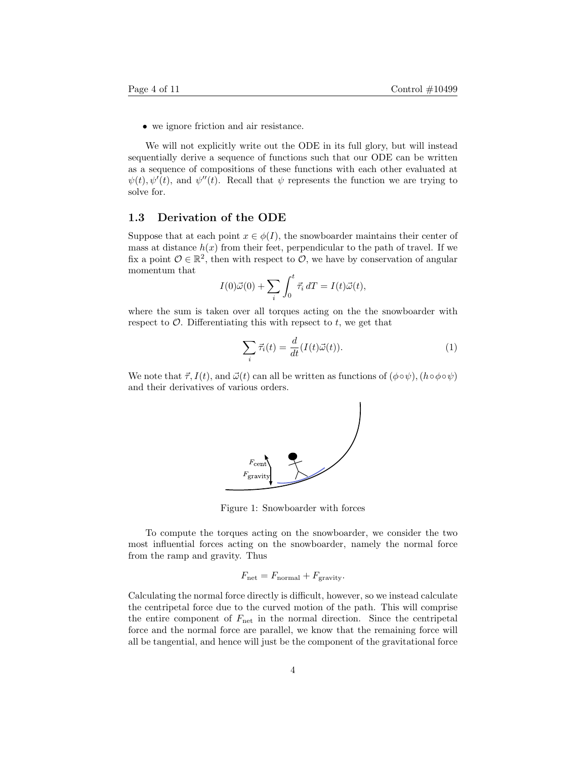- we ignore friction and air resistance.

We will not explicitly write out the ODE in its full glory, but will instead sequentially derive a sequence of functions such that our ODE can be written as a sequence of compositions of these functions with each other evaluated at $\psi(t), \psi'(t)$, and $\psi''(t)$. Recall that $\psi$ represents the function we are trying to solve for.

### 1.3 Derivation of the ODE

Suppose that at each point $x \in \phi(I)$, the snowboarder maintains their center of mass at distance $h(x)$ from their feet, perpendicular to the path of travel. If we fix a point $\mathcal{O} \in \mathbb{R}^2$, then with respect to $\mathcal{O}$, we have by conservation of angular momentum that

$$I(0)\vec{\omega}(0) + \sum_i \int_0^t \vec{\tau}_i \, dT = I(t)\vec{\omega}(t),$$

where the sum is taken over all torques acting on the the snowboarder with respect to $\mathcal{O}$. Differentiating this with repsect to $t$, we get that

$$\sum_i \vec{\tau}_i(t) = \frac{d}{dt}(I(t)\vec{\omega}(t)). \tag{1}$$

We note that $\vec{\tau}, I(t)$, and $\vec{\omega}(t)$ can all be written as functions of $(\phi \circ \psi), (h \circ \phi \circ \psi)$ and their derivatives of various orders.

Figure 1: Snowboarder with forces

To compute the torques acting on the snowboarder, we consider the two most influential forces acting on the snowboarder, namely the normal force from the ramp and gravity. Thus

$$F_{\text{net}} = F_{\text{normal}} + F_{\text{gravity}}.$$

Calculating the normal force directly is difficult, however, so we instead calculate the centripetal force due to the curved motion of the path. This will comprise the entire component of $F_{\text{net}}$ in the normal direction. Since the centripetal force and the normal force are parallel, we know that the remaining force will all be tangential, and hence will just be the component of the gravitational force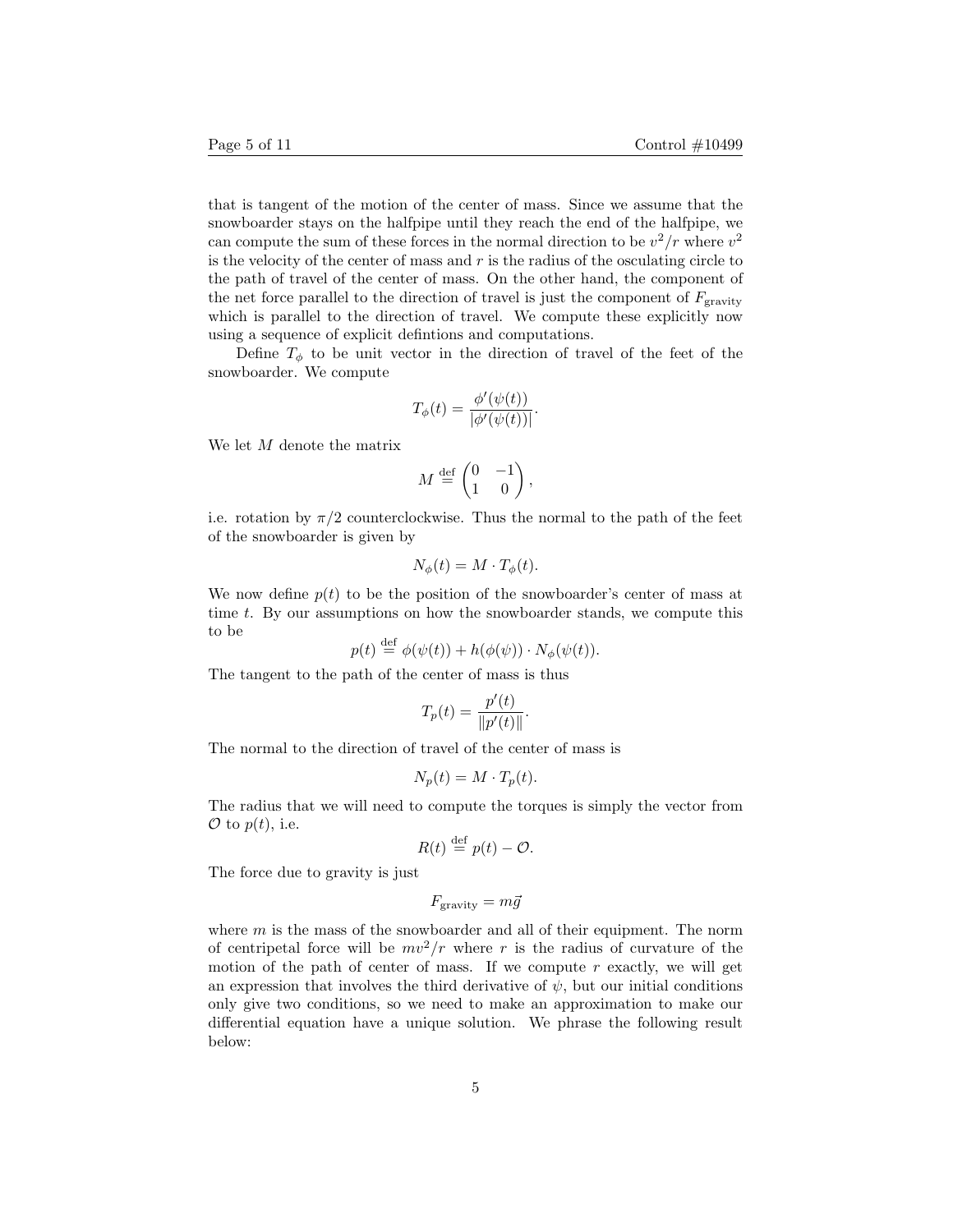that is tangent of the motion of the center of mass. Since we assume that the snowboarder stays on the halfpipe until they reach the end of the halfpipe, we can compute the sum of these forces in the normal direction to be $v^2/r$ where $v^2$ is the velocity of the center of mass and $r$ is the radius of the osculating circle to the path of travel of the center of mass. On the other hand, the component of the net force parallel to the direction of travel is just the component of $F_{\text{gravity}}$ which is parallel to the direction of travel. We compute these explicitly now using a sequence of explicit defintions and computations.

Define $T_\phi$ to be unit vector in the direction of travel of the feet of the snowboarder. We compute

$$T_\phi(t) = \frac{\phi'(\psi(t))}{|\phi'(\psi(t))|}.$$

We let $M$ denote the matrix

$$M \overset{\text{def}}{=} \begin{pmatrix} 0 & -1 \\ 1 & 0 \end{pmatrix},$$

i.e. rotation by $\pi/2$ counterclockwise. Thus the normal to the path of the feet of the snowboarder is given by

$$N_\phi(t) = M \cdot T_\phi(t).$$

We now define $p(t)$ to be the position of the snowboarder's center of mass at time $t$. By our assumptions on how the snowboarder stands, we compute this to be

$$p(t) \overset{\text{def}}{=} \phi(\psi(t)) + h(\phi(\psi)) \cdot N_\phi(\psi(t)).$$

The tangent to the path of the center of mass is thus

$$T_p(t) = \frac{p'(t)}{\|p'(t)\|}.$$

The normal to the direction of travel of the center of mass is

$$N_p(t) = M \cdot T_p(t).$$

The radius that we will need to compute the torques is simply the vector from $\mathcal{O}$ to $p(t)$, i.e.

$$R(t) \overset{\text{def}}{=} p(t) - \mathcal{O}.$$

The force due to gravity is just

$$F_{\text{gravity}} = m\vec{g}$$

where $m$ is the mass of the snowboarder and all of their equipment. The norm of centripetal force will be $mv^2/r$ where $r$ is the radius of curvature of the motion of the path of center of mass. If we compute $r$ exactly, we will get an expression that involves the third derivative of $\psi$, but our initial conditions only give two conditions, so we need to make an approximation to make our differential equation have a unique solution. We phrase the following result below: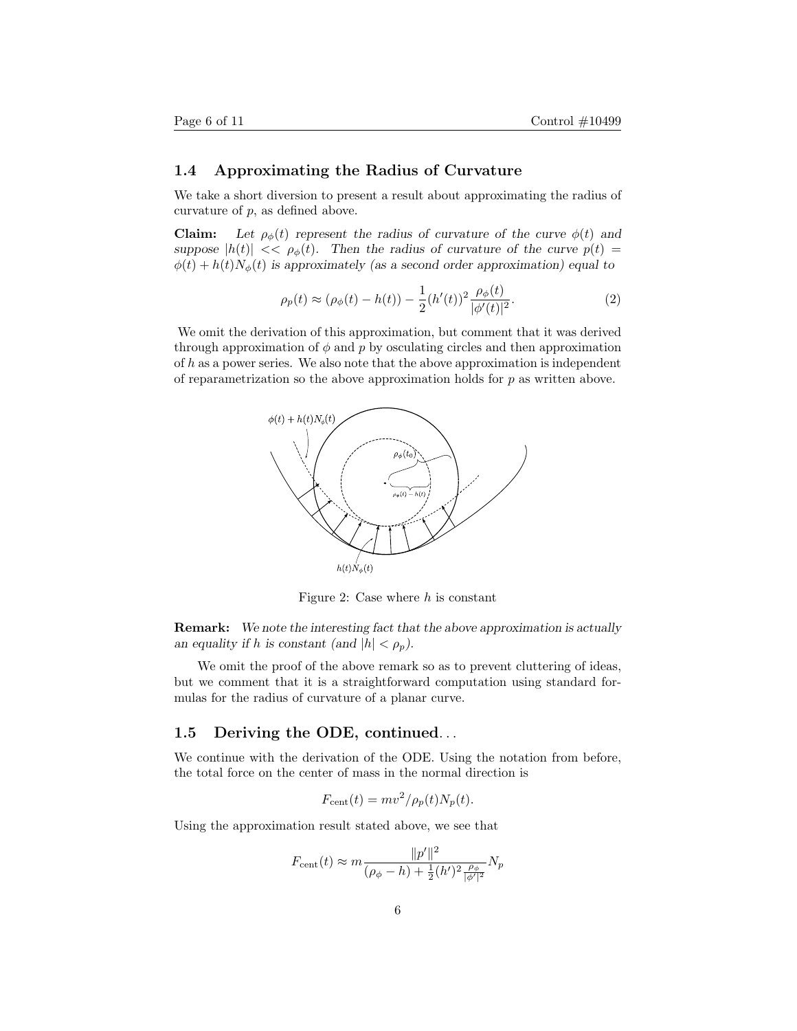### 1.4 Approximating the Radius of Curvature

We take a short diversion to present a result about approximating the radius of curvature of $p$, as defined above.

**Claim:** *Let $\rho_\phi(t)$ represent the radius of curvature of the curve $\phi(t)$ and suppose $|h(t)| << \rho_\phi(t)$. Then the radius of curvature of the curve $p(t) = \phi(t) + h(t)N_\phi(t)$ is approximately (as a second order approximation) equal to*

$$\rho_p(t) \approx (\rho_\phi(t) - h(t)) - \frac{1}{2}(h'(t))^2 \frac{\rho_\phi(t)}{|\phi'(t)|^2}. \tag{2}$$

We omit the derivation of this approximation, but comment that it was derived through approximation of $\phi$ and $p$ by osculating circles and then approximation of $h$ as a power series. We also note that the above approximation is independent of reparametrization so the above approximation holds for $p$ as written above.

Figure 2: Case where $h$ is constant

**Remark:** *We note the interesting fact that the above approximation is actually an equality if $h$ is constant (and $|h| < \rho_p$).*

We omit the proof of the above remark so as to prevent cluttering of ideas, but we comment that it is a straightforward computation using standard formulas for the radius of curvature of a planar curve.

### 1.5 Deriving the ODE, continued...

We continue with the derivation of the ODE. Using the notation from before, the total force on the center of mass in the normal direction is

$$F_{\text{cent}}(t) = mv^2/\rho_p(t)N_p(t).$$

Using the approximation result stated above, we see that

$$F_{\text{cent}}(t) \approx m\frac{\|p'\|^2}{(\rho_\phi - h) + \frac{1}{2}(h')^2\frac{\rho_\phi}{|\phi'|^2}}N_p$$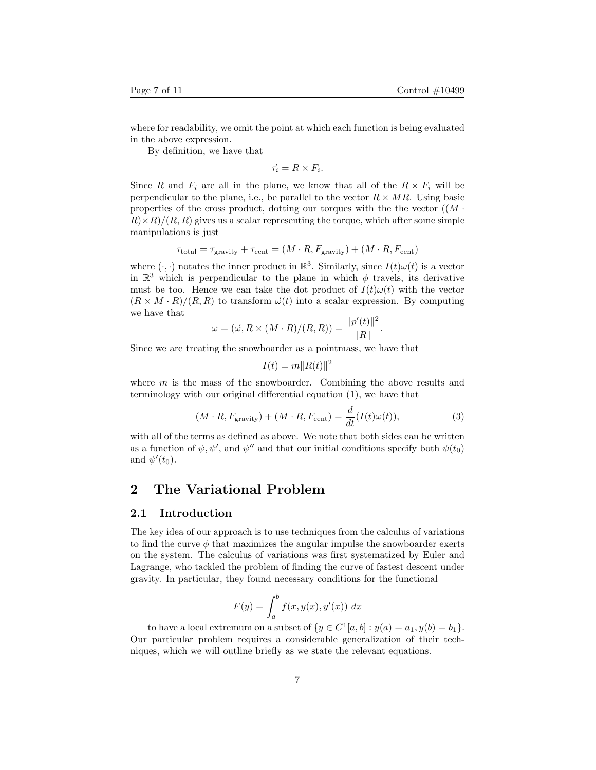where for readability, we omit the point at which each function is being evaluated in the above expression.

By definition, we have that

$$\vec{\tau}_i = R \times F_i.$$

Since $R$ and $F_i$ are all in the plane, we know that all of the $R \times F_i$ will be perpendicular to the plane, i.e., be parallel to the vector $R \times MR$. Using basic properties of the cross product, dotting our torques with the the vector $((M \cdot R) \times R)/(R, R)$ gives us a scalar representing the torque, which after some simple manipulations is just

$$\tau_{\text{total}} = \tau_{\text{gravity}} + \tau_{\text{cent}} = (M \cdot R, F_{\text{gravity}}) + (M \cdot R, F_{\text{cent}})$$

where $(\cdot, \cdot)$ notates the inner product in $\mathbb{R}^3$. Similarly, since $I(t)\omega(t)$ is a vector in $\mathbb{R}^3$ which is perpendicular to the plane in which $\phi$ travels, its derivative must be too. Hence we can take the dot product of $I(t)\omega(t)$ with the vector $(R \times M \cdot R)/(R, R)$ to transform $\vec{\omega}(t)$ into a scalar expression. By computing we have that

$$\omega = (\vec{\omega}, R \times (M \cdot R)/(R, R)) = \frac{\|p'(t)\|^2}{\|R\|}.$$

Since we are treating the snowboarder as a pointmass, we have that

$$I(t) = m\|R(t)\|^2$$

where $m$ is the mass of the snowboarder. Combining the above results and terminology with our original differential equation (1), we have that

$$(M \cdot R, F_{\text{gravity}}) + (M \cdot R, F_{\text{cent}}) = \frac{d}{dt}(I(t)\omega(t)), \tag{3}$$

with all of the terms as defined as above. We note that both sides can be written as a function of $\psi, \psi'$, and $\psi''$ and that our initial conditions specify both $\psi(t_0)$ and $\psi'(t_0)$.

## 2 The Variational Problem

### 2.1 Introduction

The key idea of our approach is to use techniques from the calculus of variations to find the curve $\phi$ that maximizes the angular impulse the snowboarder exerts on the system. The calculus of variations was first systematized by Euler and Lagrange, who tackled the problem of finding the curve of fastest descent under gravity. In particular, they found necessary conditions for the functional

$$F(y) = \int_a^b f(x, y(x), y'(x))\ dx$$

to have a local extremum on a subset of $\{y \in C^1[a, b] : y(a) = a_1, y(b) = b_1\}$. Our particular problem requires a considerable generalization of their techniques, which we will outline briefly as we state the relevant equations.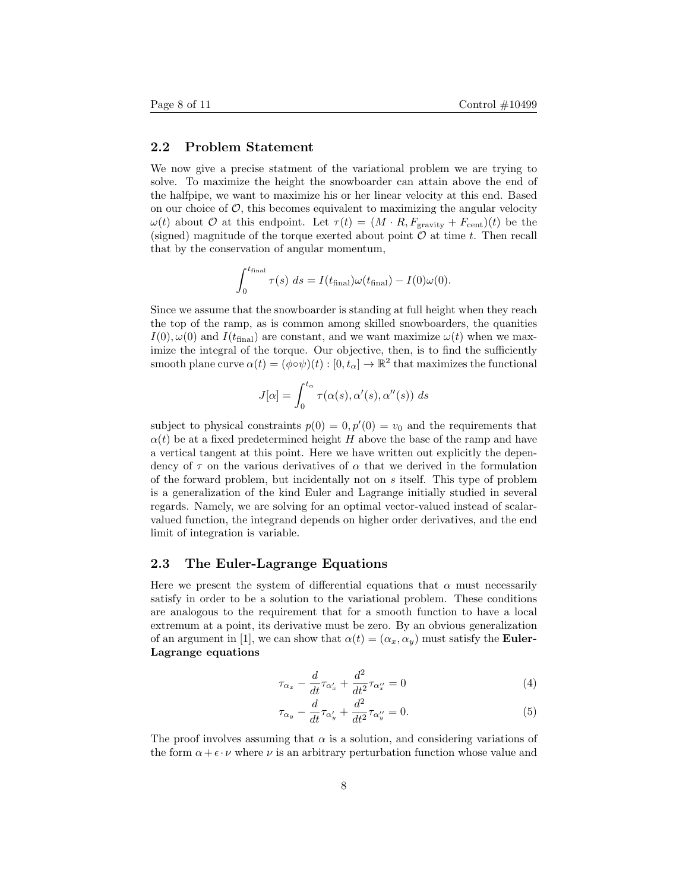### 2.2 Problem Statement

We now give a precise statment of the variational problem we are trying to solve. To maximize the height the snowboarder can attain above the end of the halfpipe, we want to maximize his or her linear velocity at this end. Based on our choice of $\mathcal{O}$, this becomes equivalent to maximizing the angular velocity $\omega(t)$ about $\mathcal{O}$ at this endpoint. Let $\tau(t) = (M \cdot R, F_{\text{gravity}} + F_{\text{cent}})(t)$ be the (signed) magnitude of the torque exerted about point $\mathcal{O}$ at time $t$. Then recall that by the conservation of angular momentum,

$$\int_0^{t_{\text{final}}} \tau(s)\ ds = I(t_{\text{final}})\omega(t_{\text{final}}) - I(0)\omega(0).$$

Since we assume that the snowboarder is standing at full height when they reach the top of the ramp, as is common among skilled snowboarders, the quanities $I(0), \omega(0)$ and $I(t_{\text{final}})$ are constant, and we want maximize $\omega(t)$ when we maximize the integral of the torque. Our objective, then, is to find the sufficiently smooth plane curve $\alpha(t) = (\phi \circ \psi)(t) : [0, t_\alpha] \to \mathbb{R}^2$ that maximizes the functional

$$J[\alpha] = \int_0^{t_\alpha} \tau(\alpha(s), \alpha'(s), \alpha''(s))\ ds$$

subject to physical constraints $p(0) = 0, p'(0) = v_0$ and the requirements that $\alpha(t)$ be at a fixed predetermined height $H$ above the base of the ramp and have a vertical tangent at this point. Here we have written out explicitly the dependency of $\tau$ on the various derivatives of $\alpha$ that we derived in the formulation of the forward problem, but incidentally not on $s$ itself. This type of problem is a generalization of the kind Euler and Lagrange initially studied in several regards. Namely, we are solving for an optimal vector-valued instead of scalar-valued function, the integrand depends on higher order derivatives, and the end limit of integration is variable.

### 2.3 The Euler-Lagrange Equations

Here we present the system of differential equations that $\alpha$ must necessarily satisfy in order to be a solution to the variational problem. These conditions are analogous to the requirement that for a smooth function to have a local extremum at a point, its derivative must be zero. By an obvious generalization of an argument in [1], we can show that $\alpha(t) = (\alpha_x, \alpha_y)$ must satisfy the **Euler-Lagrange equations**

$$\tau_{\alpha_x} - \frac{d}{dt}\tau_{\alpha'_x} + \frac{d^2}{dt^2}\tau_{\alpha''_x} = 0 \tag{4}$$

$$\tau_{\alpha_y} - \frac{d}{dt}\tau_{\alpha'_y} + \frac{d^2}{dt^2}\tau_{\alpha''_y} = 0. \tag{5}$$

The proof involves assuming that $\alpha$ is a solution, and considering variations of the form $\alpha + \epsilon \cdot \nu$ where $\nu$ is an arbitrary perturbation function whose value and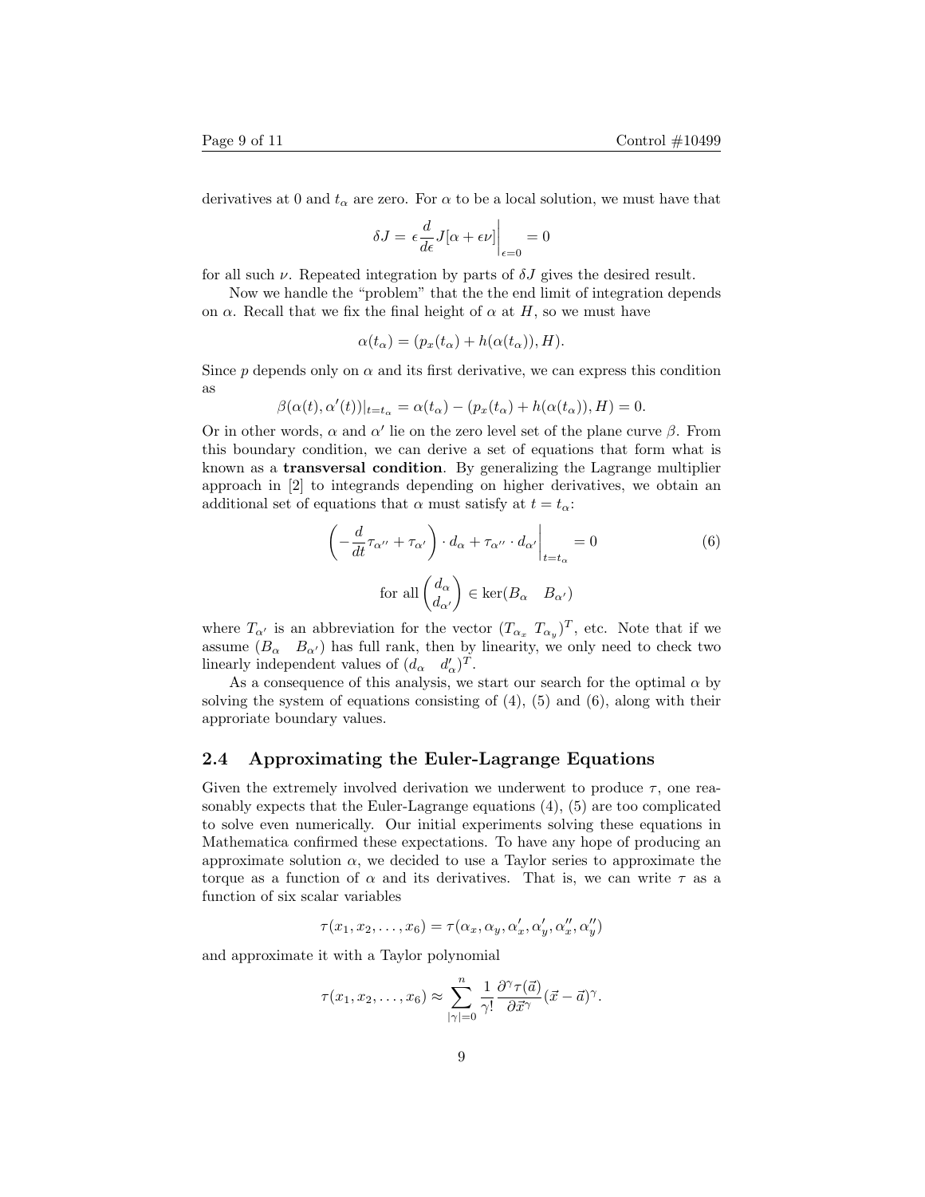derivatives at 0 and $t_\alpha$ are zero. For $\alpha$ to be a local solution, we must have that

$$\delta J = \epsilon \frac{d}{d\epsilon} J[\alpha + \epsilon \nu] \bigg|_{\epsilon=0} = 0$$

for all such $\nu$. Repeated integration by parts of $\delta J$ gives the desired result.

Now we handle the "problem" that the the end limit of integration depends on $\alpha$. Recall that we fix the final height of $\alpha$ at $H$, so we must have

$$\alpha(t_\alpha) = (p_x(t_\alpha) + h(\alpha(t_\alpha)), H).$$

Since $p$ depends only on $\alpha$ and its first derivative, we can express this condition as

$$\beta(\alpha(t), \alpha'(t))|_{t=t_\alpha} = \alpha(t_\alpha) - (p_x(t_\alpha) + h(\alpha(t_\alpha)), H) = 0.$$

Or in other words, $\alpha$ and $\alpha'$ lie on the zero level set of the plane curve $\beta$. From this boundary condition, we can derive a set of equations that form what is known as a **transversal condition**. By generalizing the Lagrange multiplier approach in [2] to integrands depending on higher derivatives, we obtain an additional set of equations that $\alpha$ must satisfy at $t = t_\alpha$:

$$\left( -\frac{d}{dt}\tau_{\alpha''} + \tau_{\alpha'} \right) \cdot d_\alpha + \tau_{\alpha''} \cdot d_{\alpha'} \bigg|_{t=t_\alpha} = 0 \tag{6}$$

$$\text{for all} \begin{pmatrix} d_\alpha \\ d_{\alpha'} \end{pmatrix} \in \ker(B_\alpha \quad B_{\alpha'})$$

where $T_{\alpha'}$ is an abbreviation for the vector $(T_{\alpha_x} \ T_{\alpha_y})^T$, etc. Note that if we assume $(B_\alpha \quad B_{\alpha'})$ has full rank, then by linearity, we only need to check two linearly independent values of $(d_\alpha \quad d'_\alpha)^T$.

As a consequence of this analysis, we start our search for the optimal $\alpha$ by solving the system of equations consisting of (4), (5) and (6), along with their approriate boundary values.

## 2.4 Approximating the Euler-Lagrange Equations

Given the extremely involved derivation we underwent to produce $\tau$, one reasonably expects that the Euler-Lagrange equations (4), (5) are too complicated to solve even numerically. Our initial experiments solving these equations in Mathematica confirmed these expectations. To have any hope of producing an approximate solution $\alpha$, we decided to use a Taylor series to approximate the torque as a function of $\alpha$ and its derivatives. That is, we can write $\tau$ as a function of six scalar variables

$$\tau(x_1, x_2, \ldots, x_6) = \tau(\alpha_x, \alpha_y, \alpha'_x, \alpha'_y, \alpha''_x, \alpha''_y)$$

and approximate it with a Taylor polynomial

$$\tau(x_1, x_2, \ldots, x_6) \approx \sum_{|\gamma|=0}^{n} \frac{1}{\gamma!} \frac{\partial^\gamma \tau(\vec{a})}{\partial \vec{x}^\gamma} (\vec{x} - \vec{a})^\gamma.$$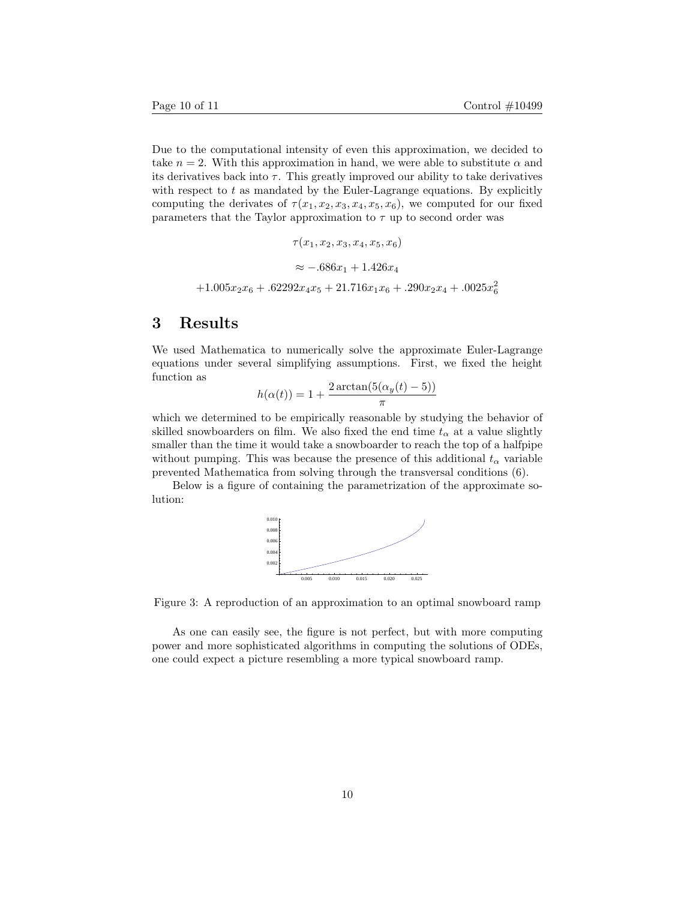Due to the computational intensity of even this approximation, we decided to take $n = 2$. With this approximation in hand, we were able to substitute $\alpha$ and its derivatives back into $\tau$. This greatly improved our ability to take derivatives with respect to $t$ as mandated by the Euler-Lagrange equations. By explicitly computing the derivates of $\tau(x_1, x_2, x_3, x_4, x_5, x_6)$, we computed for our fixed parameters that the Taylor approximation to $\tau$ up to second order was

$$\tau(x_1, x_2, x_3, x_4, x_5, x_6)$$

$$\approx -.686x_1 + 1.426x_4$$

$$+1.005x_2x_6 + .62292x_4x_5 + 21.716x_1x_6 + .290x_2x_4 + .0025x_6^2$$

# 3 Results

We used Mathematica to numerically solve the approximate Euler-Lagrange equations under several simplifying assumptions. First, we fixed the height function as

$$h(\alpha(t)) = 1 + \frac{2\arctan(5(\alpha_y(t) - 5))}{\pi}$$

which we determined to be empirically reasonable by studying the behavior of skilled snowboarders on film. We also fixed the end time $t_\alpha$ at a value slightly smaller than the time it would take a snowboarder to reach the top of a halfpipe without pumping. This was because the presence of this additional $t_\alpha$ variable prevented Mathematica from solving through the transversal conditions (6).

Below is a figure of containing the parametrization of the approximate solution:

Figure 3: A reproduction of an approximation to an optimal snowboard ramp

As one can easily see, the figure is not perfect, but with more computing power and more sophisticated algorithms in computing the solutions of ODEs, one could expect a picture resembling a more typical snowboard ramp.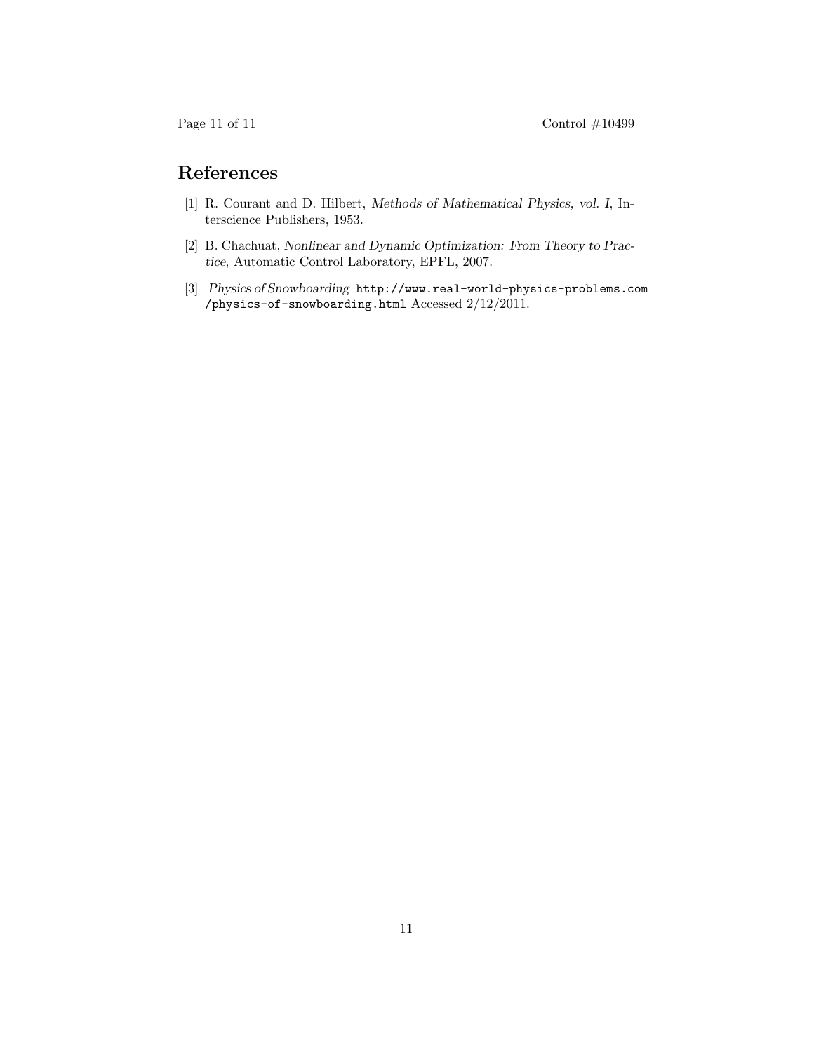## References

[1] R. Courant and D. Hilbert, *Methods of Mathematical Physics, vol. I*, Interscience Publishers, 1953.

[2] B. Chachuat, *Nonlinear and Dynamic Optimization: From Theory to Practice*, Automatic Control Laboratory, EPFL, 2007.

[3] *Physics of Snowboarding* `http://www.real-world-physics-problems.com/physics-of-snowboarding.html` Accessed 2/12/2011.